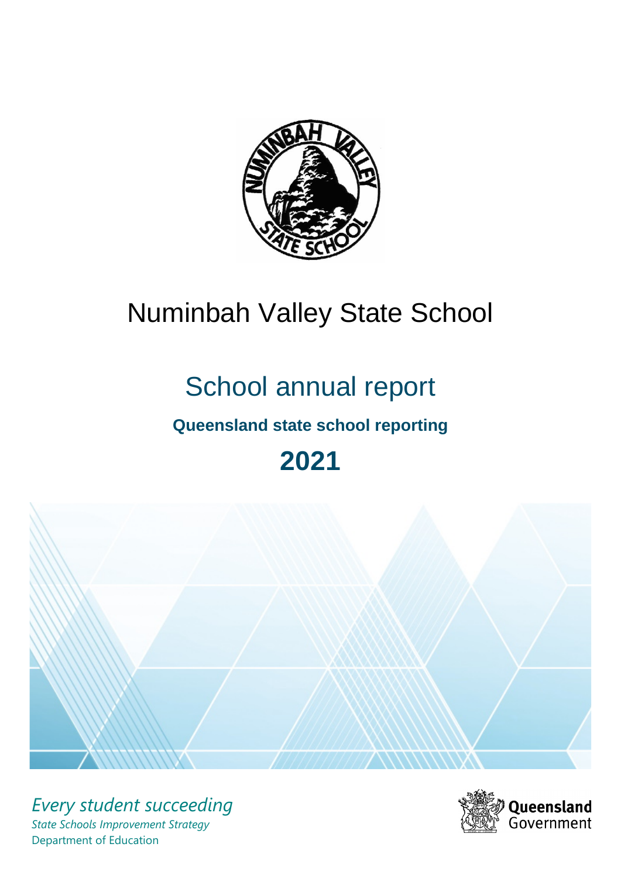# Numinbah Valley State School

## School annual report

### Queensland state school reporting

## 2021

*Every student succeeding*

*State Schools Improvement Strategy*

Department of Education

Queensland Government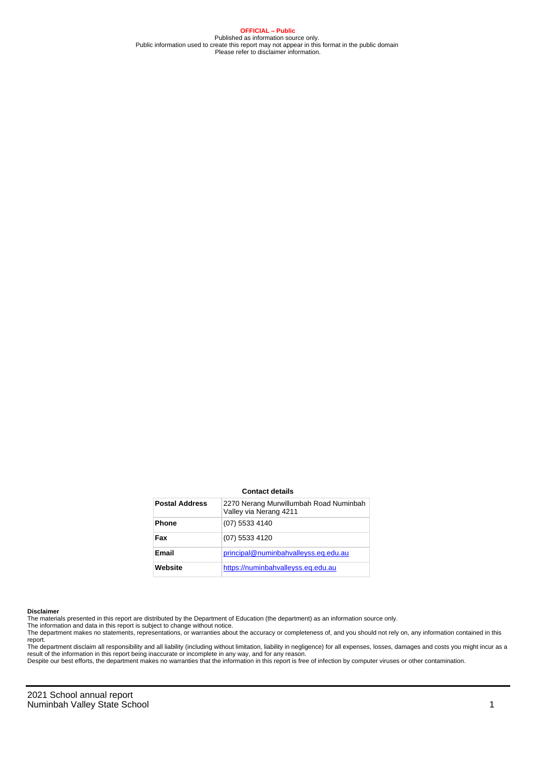**OFFICIAL – Public**
Published as information source only.
Public information used to create this report may not appear in this format in the public domain
Please refer to disclaimer information.

**Contact details**

| **Postal Address** | 2270 Nerang Murwillumbah Road Numinbah Valley via Nerang 4211 |
|---|---|
| **Phone** | (07) 5533 4140 |
| **Fax** | (07) 5533 4120 |
| **Email** | principal@numinbahvalleyss.eq.edu.au |
| **Website** | https://numinbahvalleyss.eq.edu.au |

**Disclaimer**

The materials presented in this report are distributed by the Department of Education (the department) as an information source only.

The information and data in this report is subject to change without notice.

The department makes no statements, representations, or warranties about the accuracy or completeness of, and you should not rely on, any information contained in this report.

The department disclaim all responsibility and all liability (including without limitation, liability in negligence) for all expenses, losses, damages and costs you might incur as a result of the information in this report being inaccurate or incomplete in any way, and for any reason.

Despite our best efforts, the department makes no warranties that the information in this report is free of infection by computer viruses or other contamination.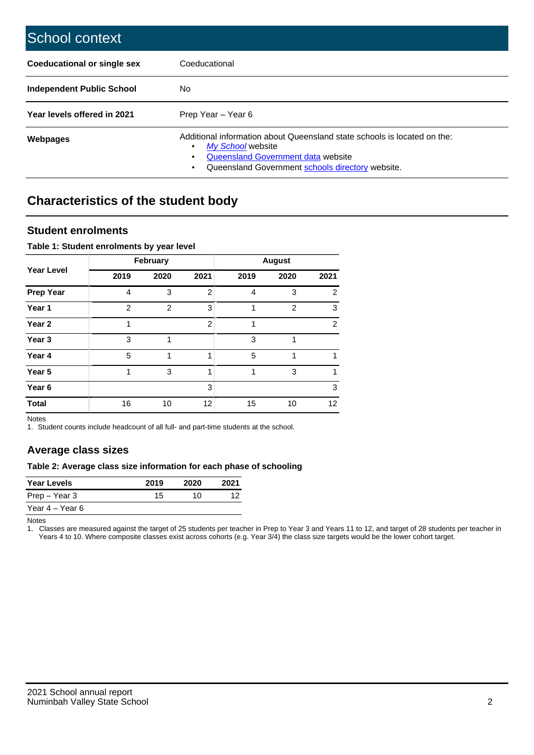# School context

| | |
|---|---|
| **Coeducational or single sex** | Coeducational |
| **Independent Public School** | No |
| **Year levels offered in 2021** | Prep Year – Year 6 |
| **Webpages** | Additional information about Queensland state schools is located on the: <br>• *My School* website <br>• Queensland Government data website <br>• Queensland Government schools directory website. |

## Characteristics of the student body

### Student enrolments

**Table 1: Student enrolments by year level**

| Year Level | February | | | August | | |
|---|---|---|---|---|---|---|
| | 2019 | 2020 | 2021 | 2019 | 2020 | 2021 |
| **Prep Year** | 4 | 3 | 2 | 4 | 3 | 2 |
| **Year 1** | 2 | 2 | 3 | 1 | 2 | 3 |
| **Year 2** | 1 | | 2 | 1 | | 2 |
| **Year 3** | 3 | 1 | | 3 | 1 | |
| **Year 4** | 5 | 1 | 1 | 5 | 1 | 1 |
| **Year 5** | 1 | 3 | 1 | 1 | 3 | 1 |
| **Year 6** | | | 3 | | | 3 |
| **Total** | 16 | 10 | 12 | 15 | 10 | 12 |

Notes

1. Student counts include headcount of all full- and part-time students at the school.

### Average class sizes

**Table 2: Average class size information for each phase of schooling**

| Year Levels | 2019 | 2020 | 2021 |
|---|---|---|---|
| Prep – Year 3 | 15 | 10 | 12 |
| Year 4 – Year 6 | | | |

Notes

1. Classes are measured against the target of 25 students per teacher in Prep to Year 3 and Years 11 to 12, and target of 28 students per teacher in Years 4 to 10. Where composite classes exist across cohorts (e.g. Year 3/4) the class size targets would be the lower cohort target.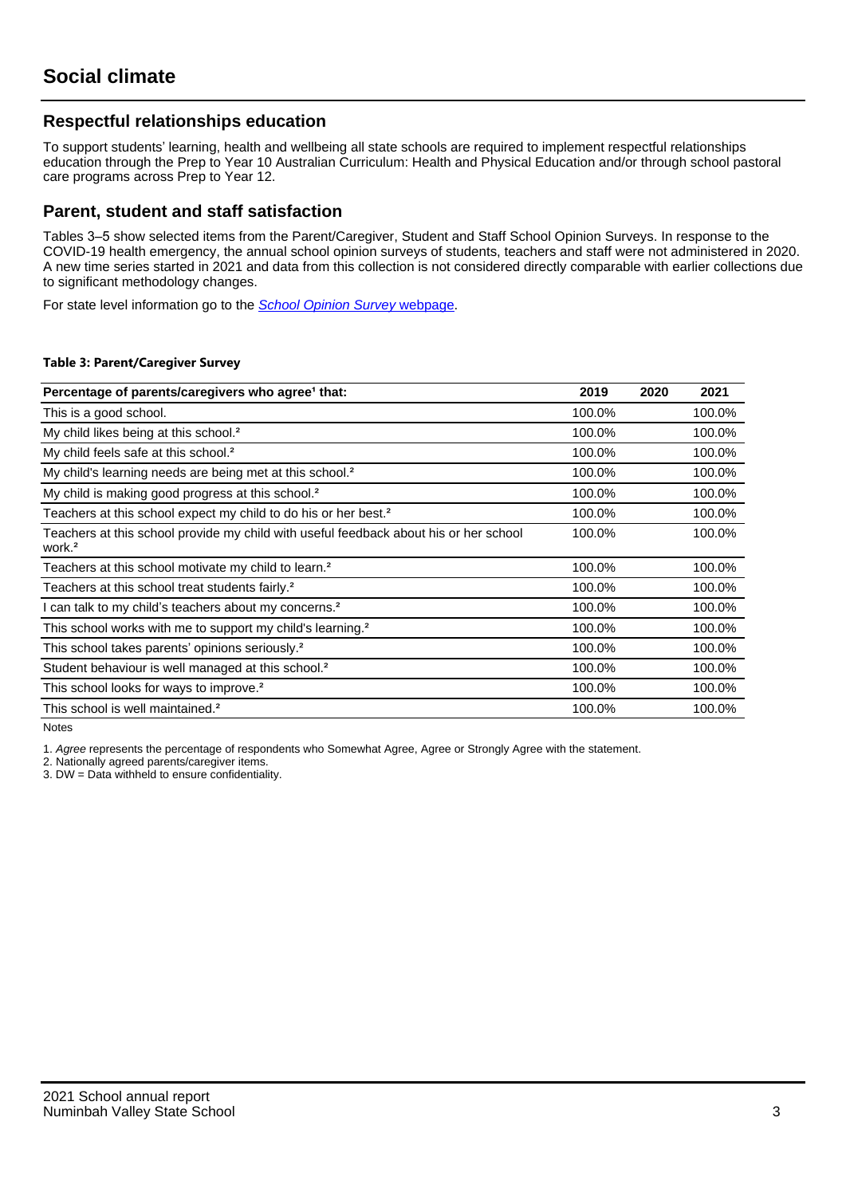# Social climate

## Respectful relationships education

To support students' learning, health and wellbeing all state schools are required to implement respectful relationships education through the Prep to Year 10 Australian Curriculum: Health and Physical Education and/or through school pastoral care programs across Prep to Year 12.

## Parent, student and staff satisfaction

Tables 3–5 show selected items from the Parent/Caregiver, Student and Staff School Opinion Surveys. In response to the COVID-19 health emergency, the annual school opinion surveys of students, teachers and staff were not administered in 2020. A new time series started in 2021 and data from this collection is not considered directly comparable with earlier collections due to significant methodology changes.

For state level information go to the *School Opinion Survey* webpage.

**Table 3: Parent/Caregiver Survey**

| Percentage of parents/caregivers who agree[1] that: | 2019 | 2020 | 2021 |
|---|---|---|---|
| This is a good school. | 100.0% | | 100.0% |
| My child likes being at this school.[2] | 100.0% | | 100.0% |
| My child feels safe at this school.[2] | 100.0% | | 100.0% |
| My child's learning needs are being met at this school.[2] | 100.0% | | 100.0% |
| My child is making good progress at this school.[2] | 100.0% | | 100.0% |
| Teachers at this school expect my child to do his or her best.[2] | 100.0% | | 100.0% |
| Teachers at this school provide my child with useful feedback about his or her school work.[2] | 100.0% | | 100.0% |
| Teachers at this school motivate my child to learn.[2] | 100.0% | | 100.0% |
| Teachers at this school treat students fairly.[2] | 100.0% | | 100.0% |
| I can talk to my child's teachers about my concerns.[2] | 100.0% | | 100.0% |
| This school works with me to support my child's learning.[2] | 100.0% | | 100.0% |
| This school takes parents' opinions seriously.[2] | 100.0% | | 100.0% |
| Student behaviour is well managed at this school.[2] | 100.0% | | 100.0% |
| This school looks for ways to improve.[2] | 100.0% | | 100.0% |
| This school is well maintained.[2] | 100.0% | | 100.0% |

Notes

1. *Agree* represents the percentage of respondents who Somewhat Agree, Agree or Strongly Agree with the statement.
2. Nationally agreed parents/caregiver items.
3. DW = Data withheld to ensure confidentiality.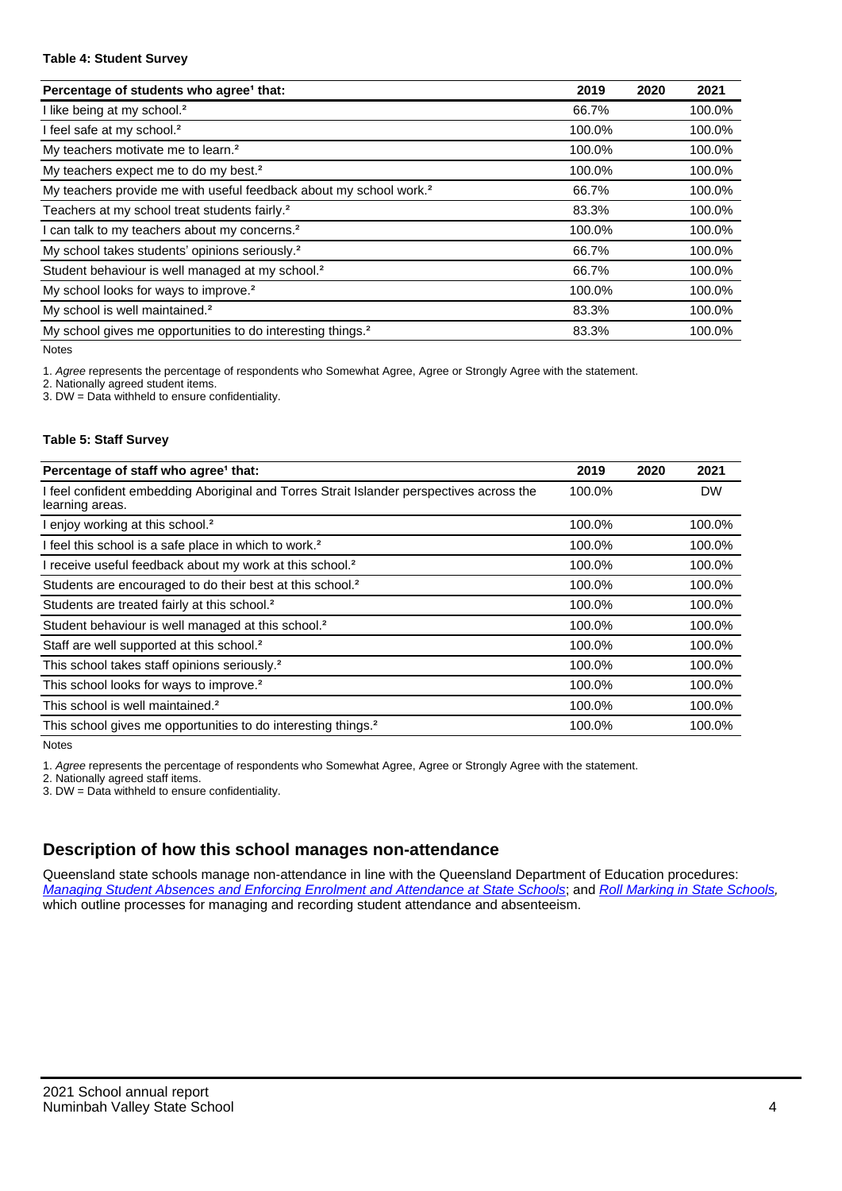**Table 4: Student Survey**

| Percentage of students who agree[1] that: | 2019 | 2020 | 2021 |
|---|---|---|---|
| I like being at my school.[2] | 66.7% | | 100.0% |
| I feel safe at my school.[2] | 100.0% | | 100.0% |
| My teachers motivate me to learn.[2] | 100.0% | | 100.0% |
| My teachers expect me to do my best.[2] | 100.0% | | 100.0% |
| My teachers provide me with useful feedback about my school work.[2] | 66.7% | | 100.0% |
| Teachers at my school treat students fairly.[2] | 83.3% | | 100.0% |
| I can talk to my teachers about my concerns.[2] | 100.0% | | 100.0% |
| My school takes students' opinions seriously.[2] | 66.7% | | 100.0% |
| Student behaviour is well managed at my school.[2] | 66.7% | | 100.0% |
| My school looks for ways to improve.[2] | 100.0% | | 100.0% |
| My school is well maintained.[2] | 83.3% | | 100.0% |
| My school gives me opportunities to do interesting things.[2] | 83.3% | | 100.0% |

Notes

1. *Agree* represents the percentage of respondents who Somewhat Agree, Agree or Strongly Agree with the statement.
2. Nationally agreed student items.
3. DW = Data withheld to ensure confidentiality.

**Table 5: Staff Survey**

| Percentage of staff who agree[1] that: | 2019 | 2020 | 2021 |
|---|---|---|---|
| I feel confident embedding Aboriginal and Torres Strait Islander perspectives across the learning areas. | 100.0% | | DW |
| I enjoy working at this school.[2] | 100.0% | | 100.0% |
| I feel this school is a safe place in which to work.[2] | 100.0% | | 100.0% |
| I receive useful feedback about my work at this school.[2] | 100.0% | | 100.0% |
| Students are encouraged to do their best at this school.[2] | 100.0% | | 100.0% |
| Students are treated fairly at this school.[2] | 100.0% | | 100.0% |
| Student behaviour is well managed at this school.[2] | 100.0% | | 100.0% |
| Staff are well supported at this school.[2] | 100.0% | | 100.0% |
| This school takes staff opinions seriously.[2] | 100.0% | | 100.0% |
| This school looks for ways to improve.[2] | 100.0% | | 100.0% |
| This school is well maintained.[2] | 100.0% | | 100.0% |
| This school gives me opportunities to do interesting things.[2] | 100.0% | | 100.0% |

Notes

1. *Agree* represents the percentage of respondents who Somewhat Agree, Agree or Strongly Agree with the statement.
2. Nationally agreed staff items.
3. DW = Data withheld to ensure confidentiality.

## Description of how this school manages non-attendance

Queensland state schools manage non-attendance in line with the Queensland Department of Education procedures: *Managing Student Absences and Enforcing Enrolment and Attendance at State Schools*; and *Roll Marking in State Schools*, which outline processes for managing and recording student attendance and absenteeism.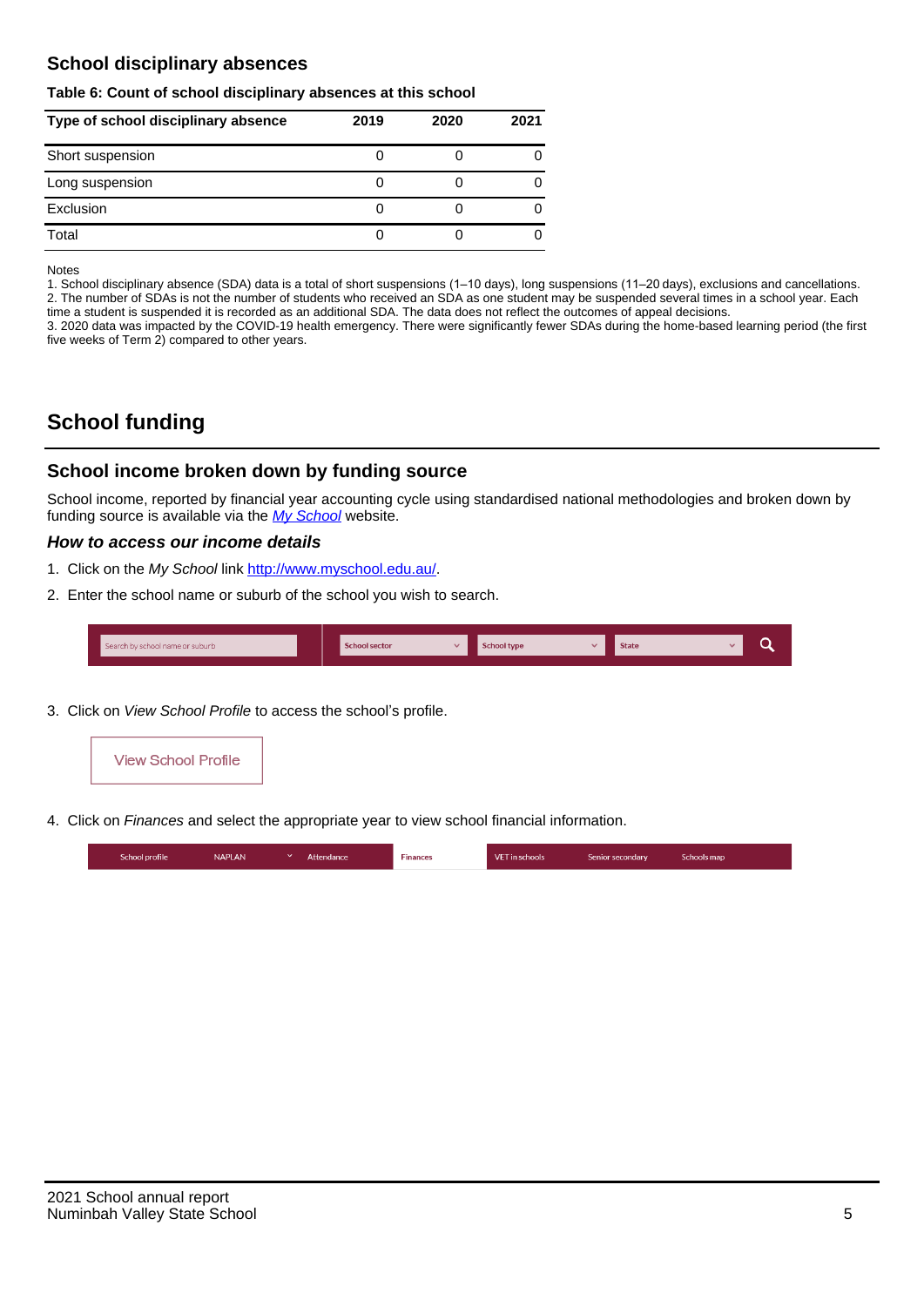## School disciplinary absences

**Table 6: Count of school disciplinary absences at this school**

| Type of school disciplinary absence | 2019 | 2020 | 2021 |
|---|---|---|---|
| Short suspension | 0 | 0 | 0 |
| Long suspension | 0 | 0 | 0 |
| Exclusion | 0 | 0 | 0 |
| Total | 0 | 0 | 0 |

Notes

1. School disciplinary absence (SDA) data is a total of short suspensions (1–10 days), long suspensions (11–20 days), exclusions and cancellations.
2. The number of SDAs is not the number of students who received an SDA as one student may be suspended several times in a school year. Each time a student is suspended it is recorded as an additional SDA. The data does not reflect the outcomes of appeal decisions.
3. 2020 data was impacted by the COVID-19 health emergency. There were significantly fewer SDAs during the home-based learning period (the first five weeks of Term 2) compared to other years.

# School funding

## School income broken down by funding source

School income, reported by financial year accounting cycle using standardised national methodologies and broken down by funding source is available via the *My School* website.

### *How to access our income details*

1. Click on the *My School* link http://www.myschool.edu.au/.
2. Enter the school name or suburb of the school you wish to search.

Search by school name or suburb | School sector | School type | State

3. Click on *View School Profile* to access the school's profile.

View School Profile

4. Click on *Finances* and select the appropriate year to view school financial information.

School profile | NAPLAN | Attendance | Finances | VET in schools | Senior secondary | Schools map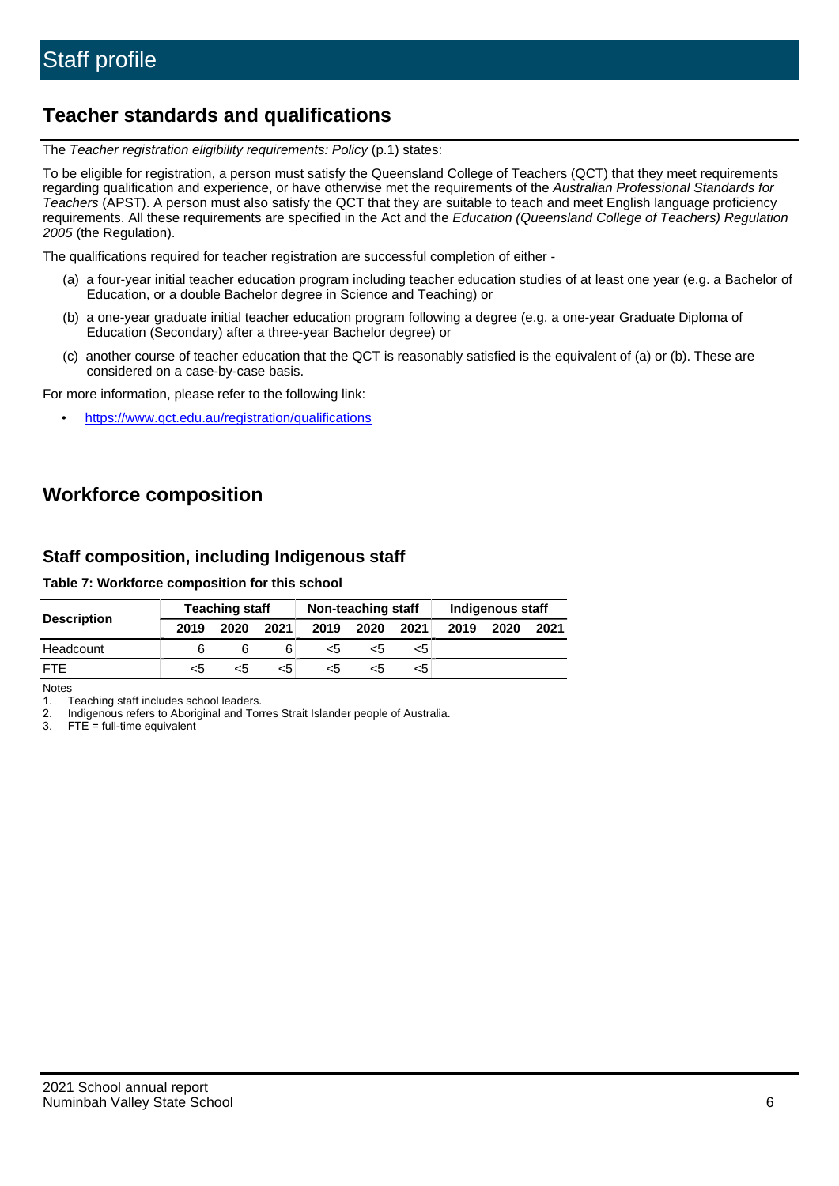# Staff profile

## Teacher standards and qualifications

The *Teacher registration eligibility requirements: Policy* (p.1) states:

To be eligible for registration, a person must satisfy the Queensland College of Teachers (QCT) that they meet requirements regarding qualification and experience, or have otherwise met the requirements of the *Australian Professional Standards for Teachers* (APST). A person must also satisfy the QCT that they are suitable to teach and meet English language proficiency requirements. All these requirements are specified in the Act and the *Education (Queensland College of Teachers) Regulation 2005* (the Regulation).

The qualifications required for teacher registration are successful completion of either -

(a) a four-year initial teacher education program including teacher education studies of at least one year (e.g. a Bachelor of Education, or a double Bachelor degree in Science and Teaching) or

(b) a one-year graduate initial teacher education program following a degree (e.g. a one-year Graduate Diploma of Education (Secondary) after a three-year Bachelor degree) or

(c) another course of teacher education that the QCT is reasonably satisfied is the equivalent of (a) or (b). These are considered on a case-by-case basis.

For more information, please refer to the following link:

- https://www.qct.edu.au/registration/qualifications

## Workforce composition

### Staff composition, including Indigenous staff

**Table 7: Workforce composition for this school**

| Description | Teaching staff | | | Non-teaching staff | | | Indigenous staff | | |
|---|---|---|---|---|---|---|---|---|---|
| | 2019 | 2020 | 2021 | 2019 | 2020 | 2021 | 2019 | 2020 | 2021 |
| Headcount | 6 | 6 | 6 | <5 | <5 | <5 | | | |
| FTE | <5 | <5 | <5 | <5 | <5 | <5 | | | |

Notes
1. Teaching staff includes school leaders.
2. Indigenous refers to Aboriginal and Torres Strait Islander people of Australia.
3. FTE = full-time equivalent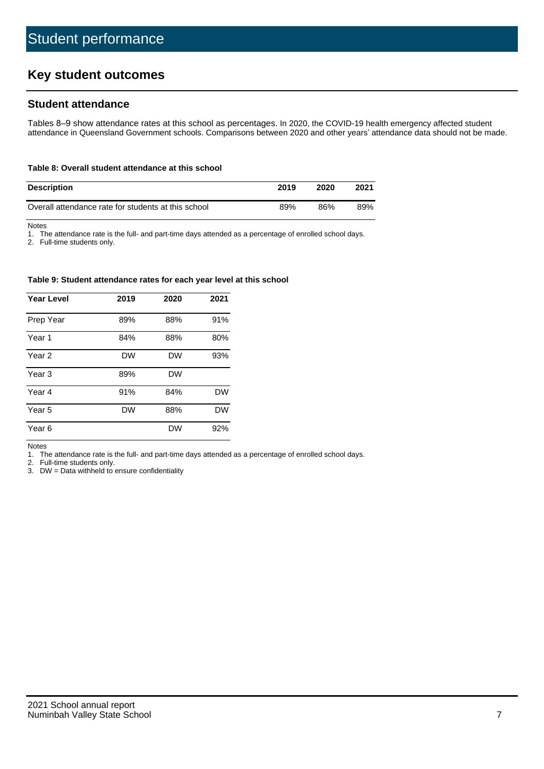# Student performance

## Key student outcomes

### Student attendance

Tables 8–9 show attendance rates at this school as percentages. In 2020, the COVID-19 health emergency affected student attendance in Queensland Government schools. Comparisons between 2020 and other years' attendance data should not be made.

**Table 8: Overall student attendance at this school**

| Description | 2019 | 2020 | 2021 |
|---|---|---|---|
| Overall attendance rate for students at this school | 89% | 86% | 89% |

Notes

1. The attendance rate is the full- and part-time days attended as a percentage of enrolled school days.
2. Full-time students only.

**Table 9: Student attendance rates for each year level at this school**

| Year Level | 2019 | 2020 | 2021 |
|---|---|---|---|
| Prep Year | 89% | 88% | 91% |
| Year 1 | 84% | 88% | 80% |
| Year 2 | DW | DW | 93% |
| Year 3 | 89% | DW | |
| Year 4 | 91% | 84% | DW |
| Year 5 | DW | 88% | DW |
| Year 6 | | DW | 92% |

Notes

1. The attendance rate is the full- and part-time days attended as a percentage of enrolled school days.
2. Full-time students only.
3. DW = Data withheld to ensure confidentiality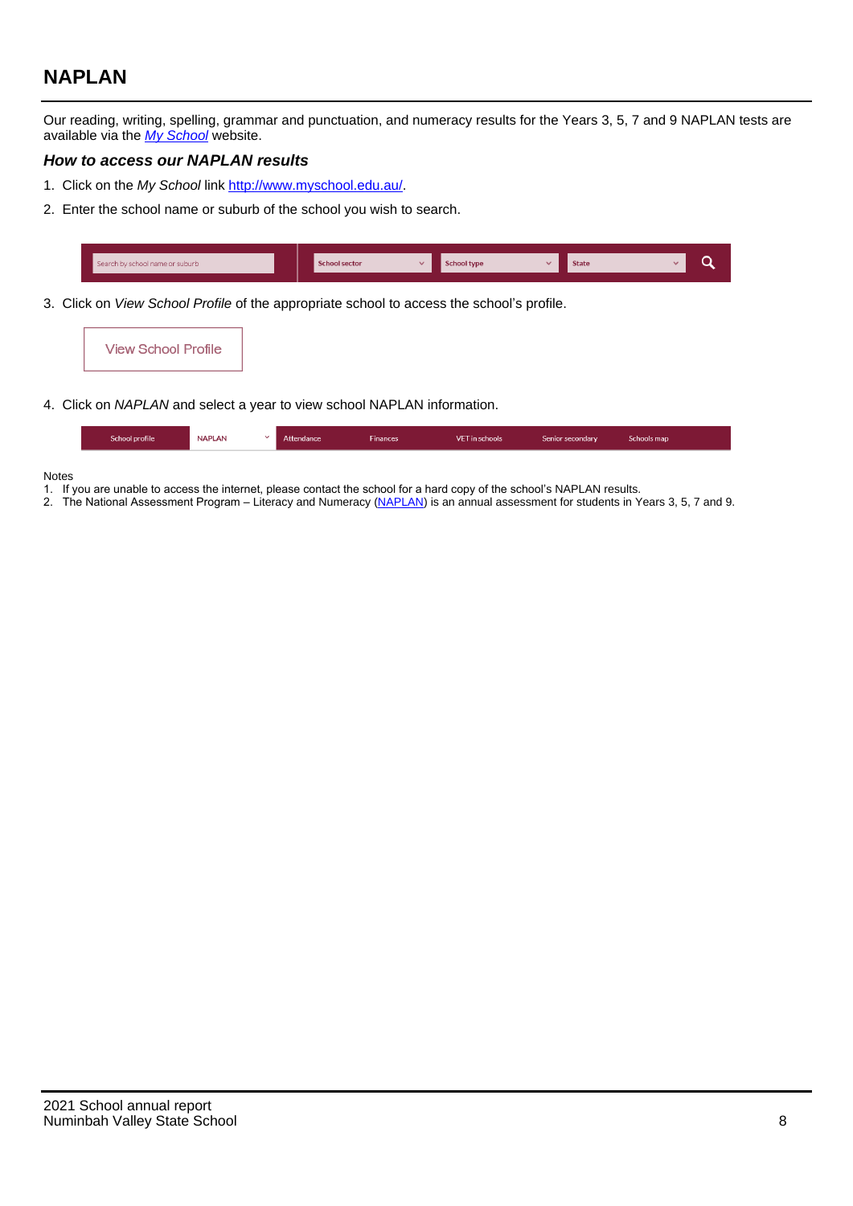## NAPLAN

Our reading, writing, spelling, grammar and punctuation, and numeracy results for the Years 3, 5, 7 and 9 NAPLAN tests are available via the *My School* website.

### *How to access our NAPLAN results*

1. Click on the *My School* link http://www.myschool.edu.au/.
2. Enter the school name or suburb of the school you wish to search.

Search by school name or suburb | School sector | School type | State

3. Click on *View School Profile* of the appropriate school to access the school's profile.

View School Profile

4. Click on *NAPLAN* and select a year to view school NAPLAN information.

School profile | NAPLAN | Attendance | Finances | VET in schools | Senior secondary | Schools map

Notes
1. If you are unable to access the internet, please contact the school for a hard copy of the school's NAPLAN results.
2. The National Assessment Program – Literacy and Numeracy (NAPLAN) is an annual assessment for students in Years 3, 5, 7 and 9.